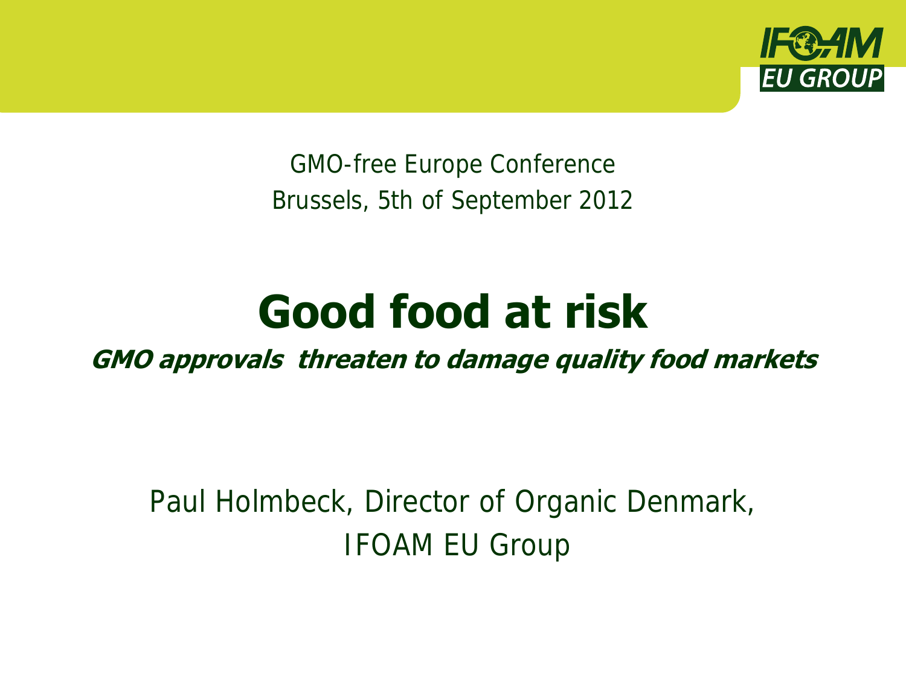GMO-free Europe Conference

Brussels, 5th of September 2012

# Good food at risk

***GMO approvals threaten to damage quality food markets***

Paul Holmbeck, Director of Organic Denmark, IFOAM EU Group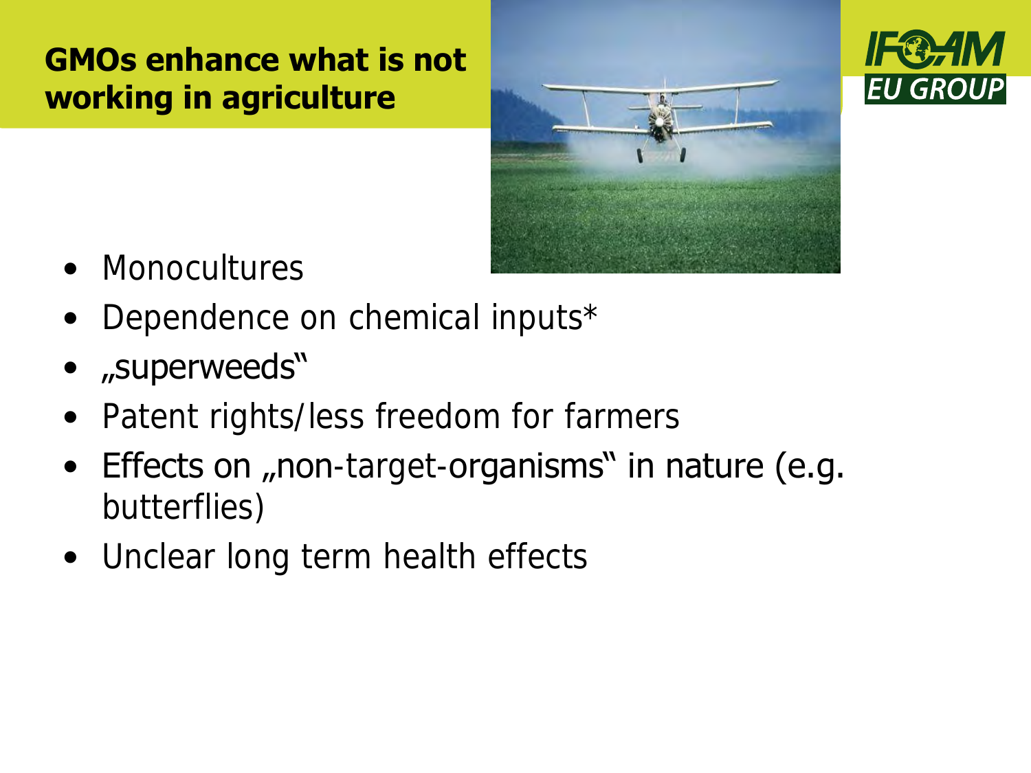# GMOs enhance what is not working in agriculture

- Monocultures
- Dependence on chemical inputs*
- „superweeds"
- Patent rights/less freedom for farmers
- Effects on „non-target-organisms" in nature (e.g. butterflies)
- Unclear long term health effects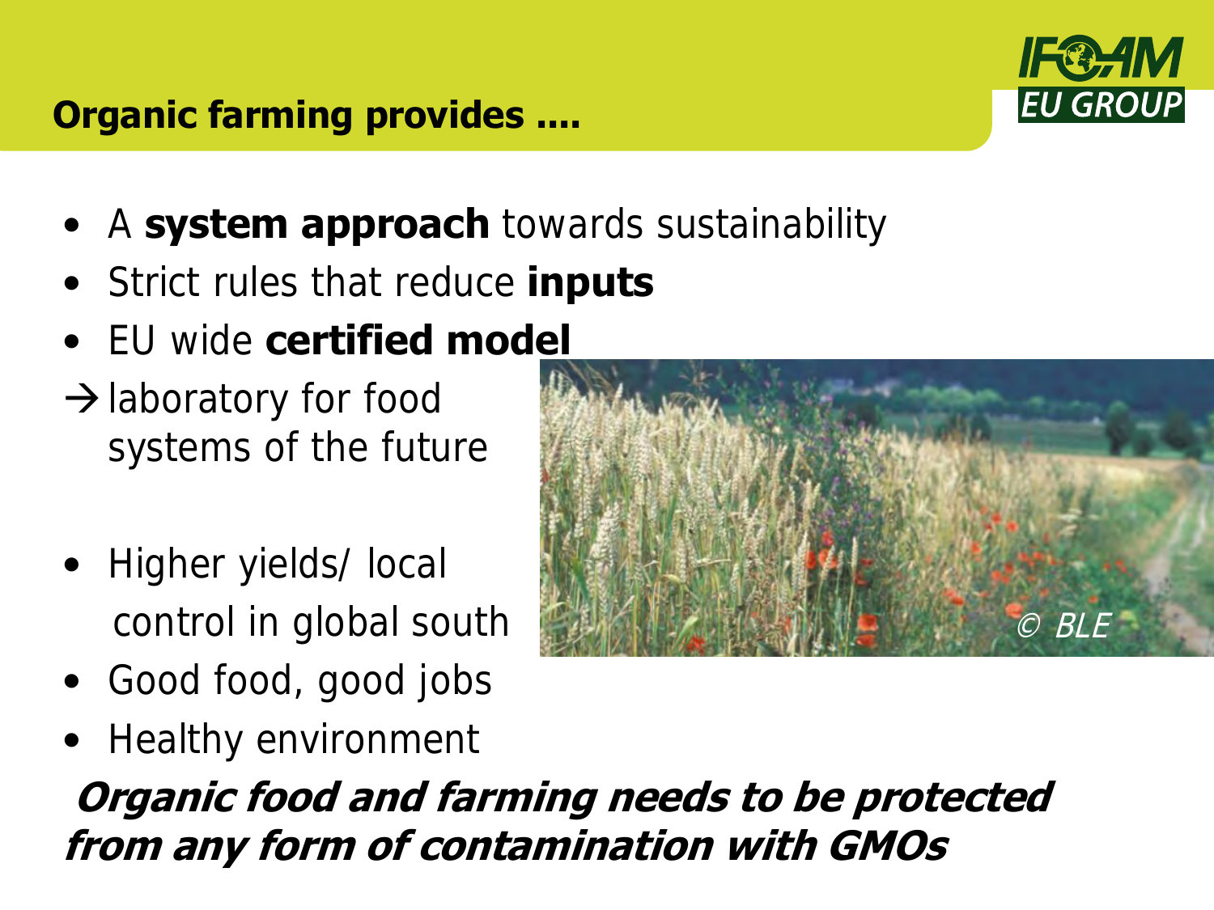## Organic farming provides ....

- A **system approach** towards sustainability
- Strict rules that reduce **inputs**
- EU wide **certified model**

→ laboratory for food systems of the future

- Higher yields/ local control in global south
- Good food, good jobs
- Healthy environment

***Organic food and farming needs to be protected from any form of contamination with GMOs***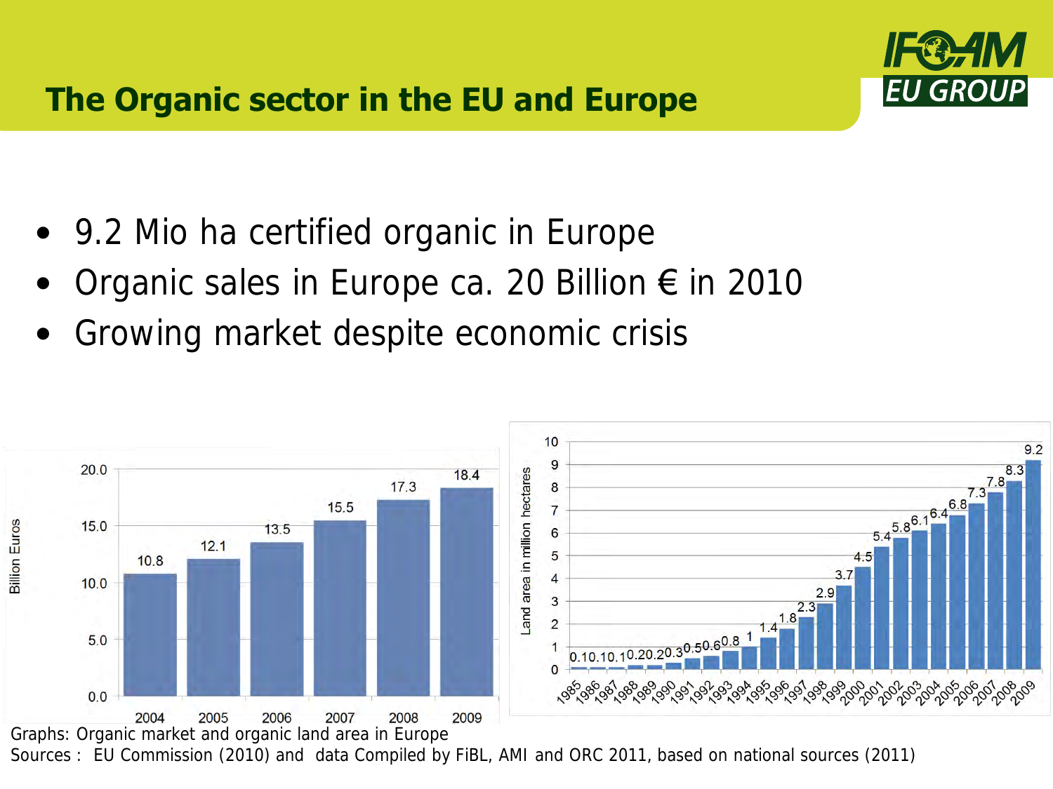# The Organic sector in the EU and Europe

- 9.2 Mio ha certified organic in Europe
- Organic sales in Europe ca. 20 Billion € in 2010
- Growing market despite economic crisis

| Year | Billion Euros |
|---|---|
| 2004 | 10.8 |
| 2005 | 12.1 |
| 2006 | 13.5 |
| 2007 | 15.5 |
| 2008 | 17.3 |
| 2009 | 18.4 |

| Year | Land area in million hectares |
|---|---|
| 1985 | 0.1 |
| 1986 | 0.1 |
| 1987 | 0.1 |
| 1988 | 0.2 |
| 1989 | 0.2 |
| 1990 | 0.3 |
| 1991 | 0.5 |
| 1992 | 0.6 |
| 1993 | 0.8 |
| 1994 | 1 |
| 1995 | 1.4 |
| 1996 | 1.8 |
| 1997 | 2.3 |
| 1998 | 2.9 |
| 1999 | 3.7 |
| 2000 | 4.5 |
| 2001 | 5.4 |
| 2002 | 5.8 |
| 2003 | 6.1 |
| 2004 | 6.4 |
| 2005 | 6.8 |
| 2006 | 7.3 |
| 2007 | 7.8 |
| 2008 | 8.3 |
| 2009 | 9.2 |

Graphs: Organic market and organic land area in Europe

Sources : EU Commission (2010) and data Compiled by FiBL, AMI and ORC 2011, based on national sources (2011)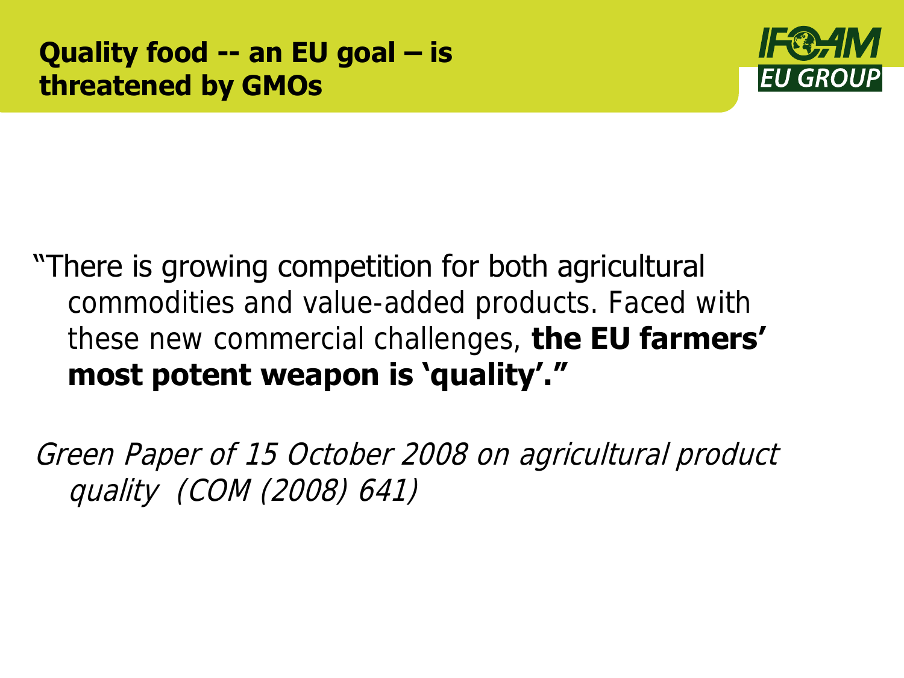# Quality food -- an EU goal – is threatened by GMOs

"There is growing competition for both agricultural commodities and value-added products. Faced with these new commercial challenges, **the EU farmers' most potent weapon is 'quality'."**

*Green Paper of 15 October 2008 on agricultural product quality (COM (2008) 641)*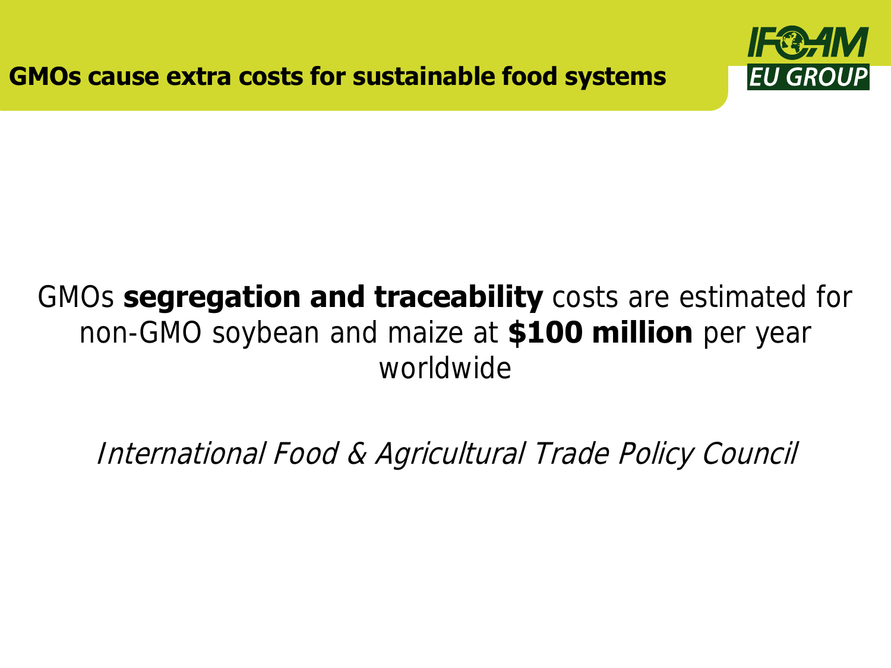# GMOs cause extra costs for sustainable food systems

GMOs **segregation and traceability** costs are estimated for non-GMO soybean and maize at **$100 million** per year worldwide

*International Food & Agricultural Trade Policy Council*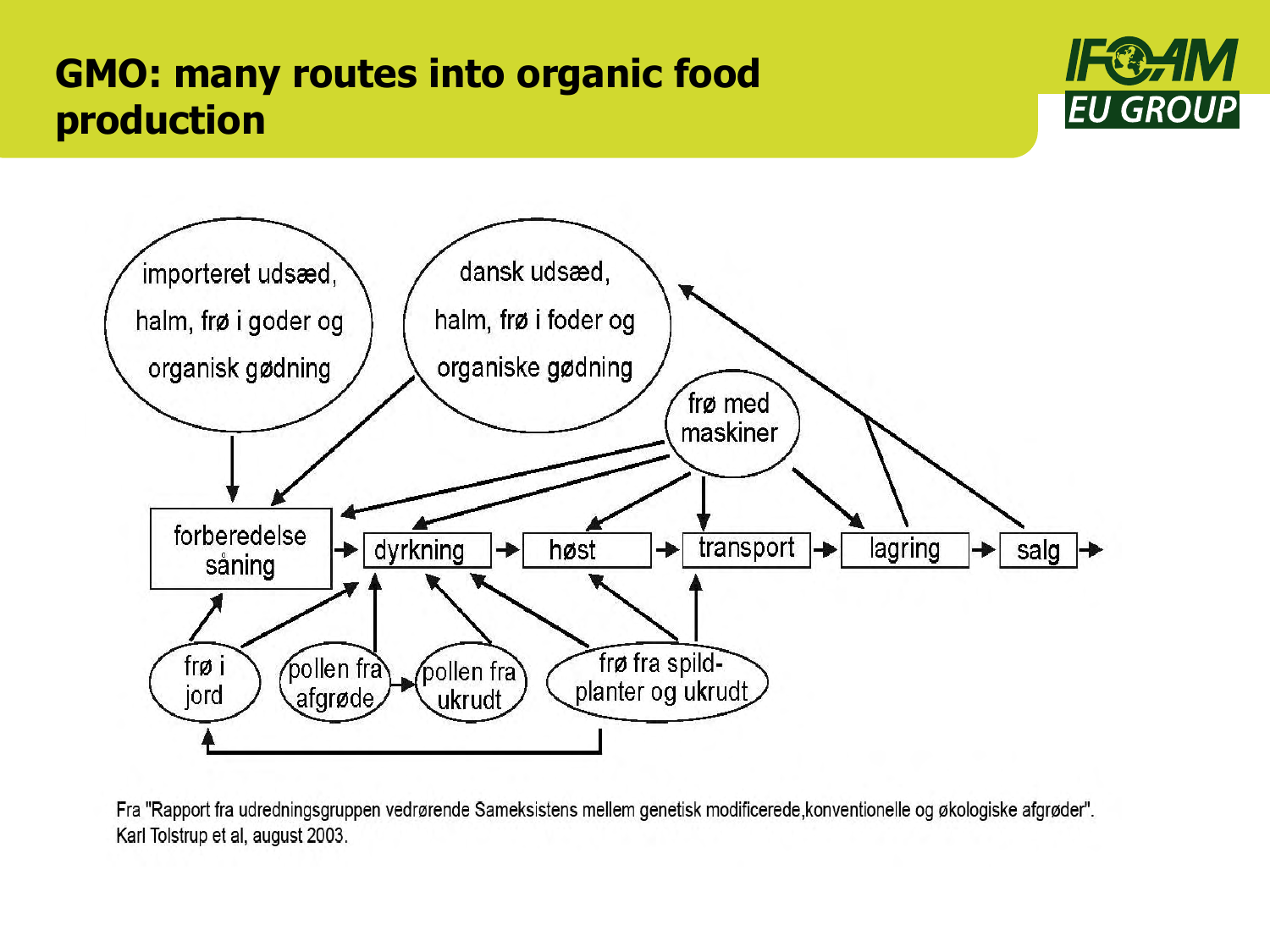# GMO: many routes into organic food production

importeret udsæd, halm, frø i goder og organisk gødning

dansk udsæd, halm, frø i foder og organiske gødning

frø med maskiner

forberedelse såning → dyrkning → høst → transport → lagring → salg →

frø i jord

pollen fra afgrøde

pollen fra ukrudt

frø fra spild-planter og ukrudt

Fra "Rapport fra udredningsgruppen vedrørende Sameksistens mellem genetisk modificerede,konventionelle og økologiske afgrøder". Karl Tolstrup et al, august 2003.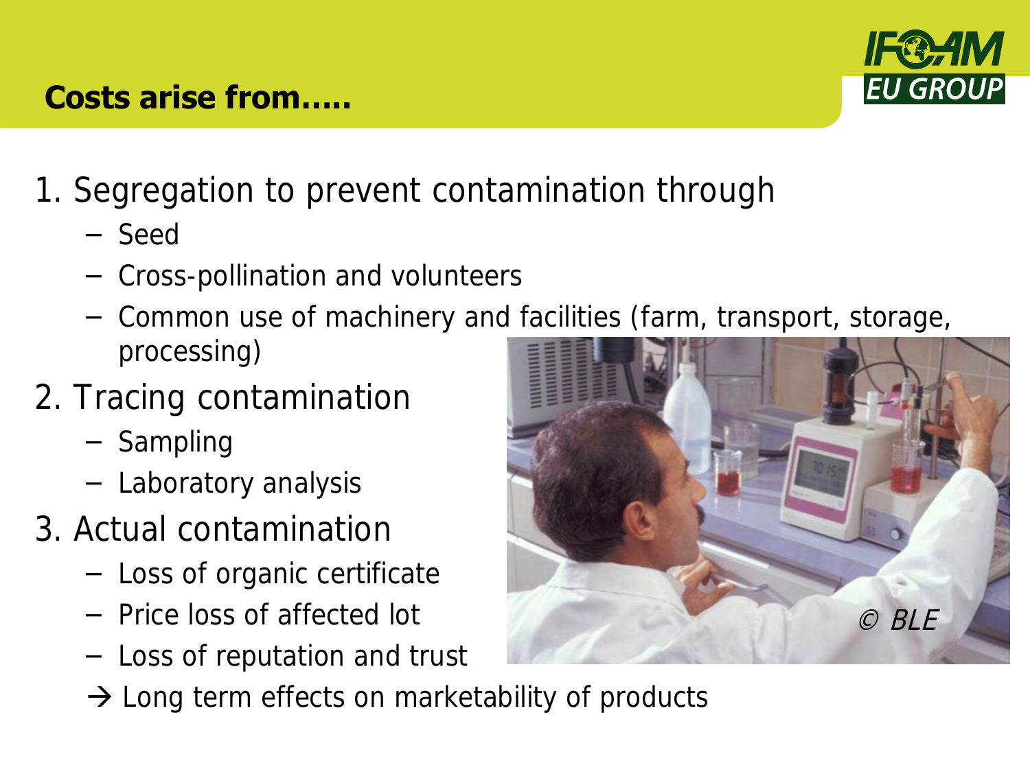## Costs arise from…..

1. Segregation to prevent contamination through
   - Seed
   - Cross-pollination and volunteers
   - Common use of machinery and facilities (farm, transport, storage, processing)
2. Tracing contamination
   - Sampling
   - Laboratory analysis
3. Actual contamination
   - Loss of organic certificate
   - Price loss of affected lot
   - Loss of reputation and trust

   → Long term effects on marketability of products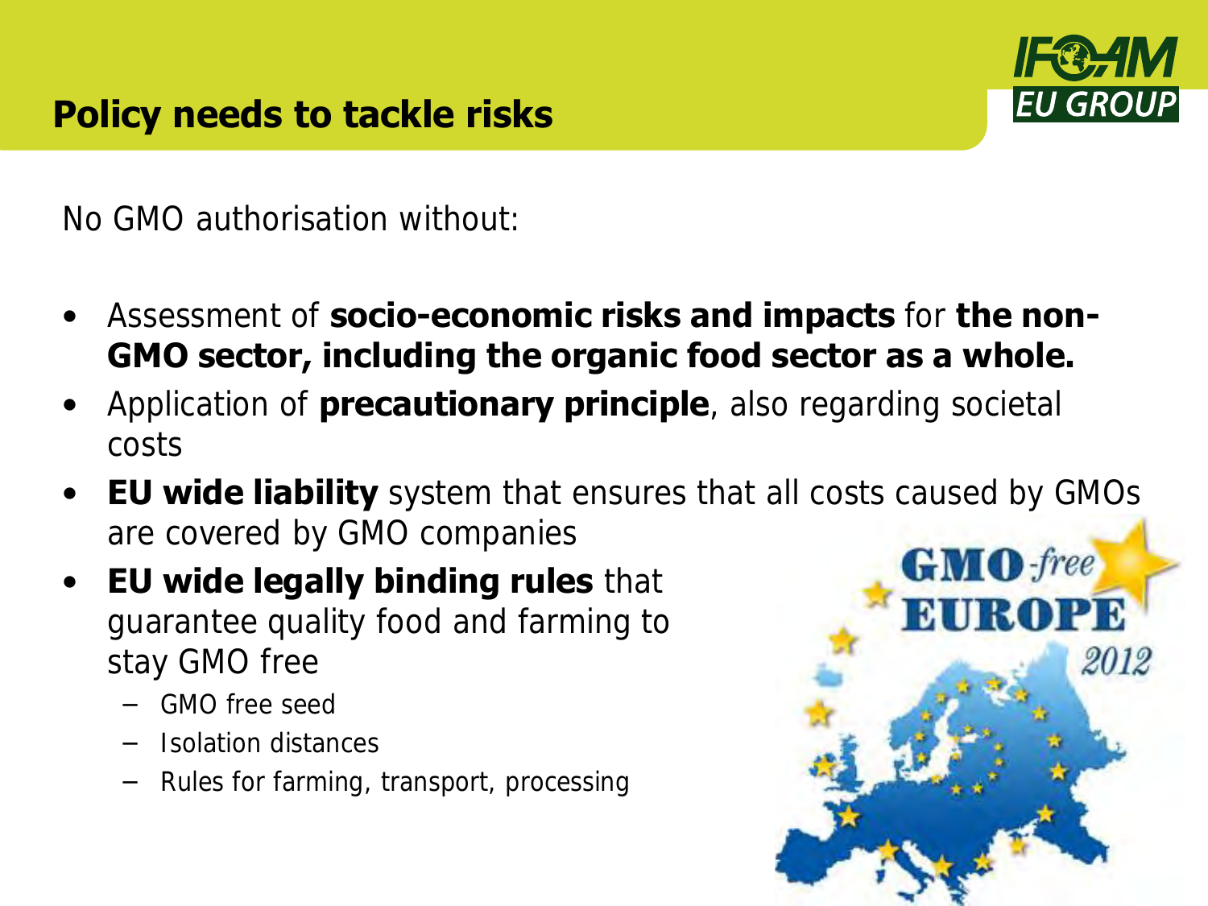# Policy needs to tackle risks

No GMO authorisation without:

- Assessment of **socio-economic risks and impacts** for **the non-GMO sector, including the organic food sector as a whole.**
- Application of **precautionary principle**, also regarding societal costs
- **EU wide liability** system that ensures that all costs caused by GMOs are covered by GMO companies
- **EU wide legally binding rules** that guarantee quality food and farming to stay GMO free
  - GMO free seed
  - Isolation distances
  - Rules for farming, transport, processing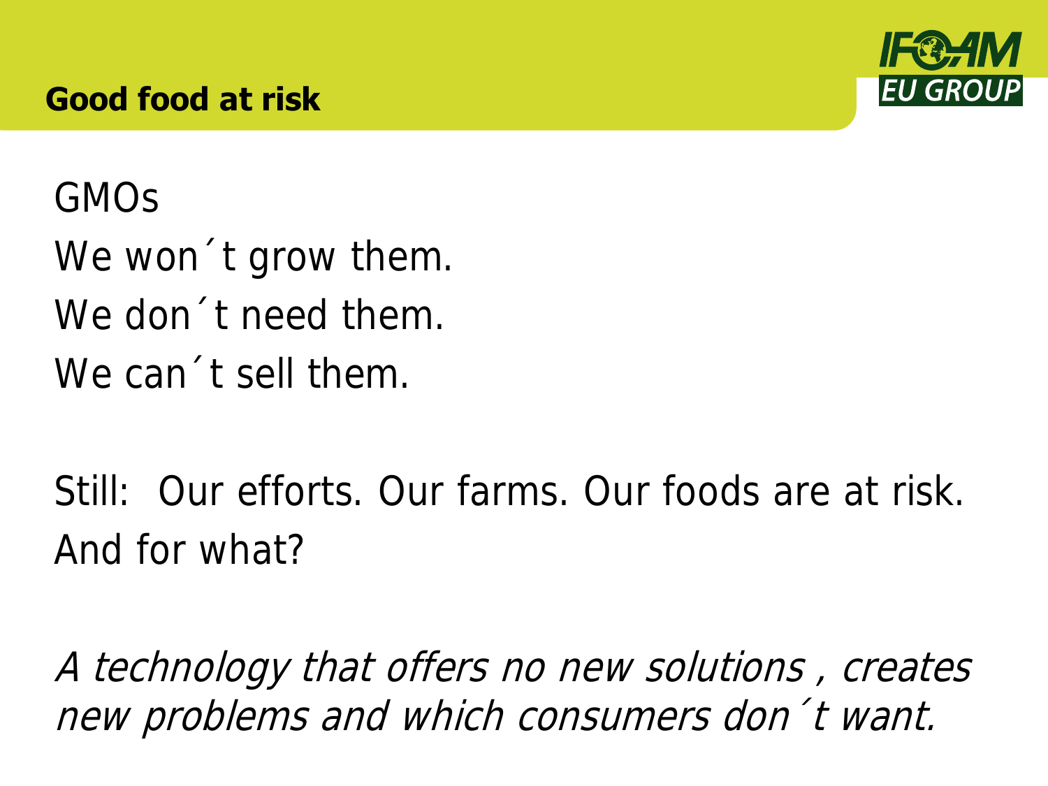# Good food at risk

GMOs

We won´t grow them.

We don´t need them.

We can´t sell them.

Still: Our efforts. Our farms. Our foods are at risk. And for what?

*A technology that offers no new solutions , creates new problems and which consumers don´t want.*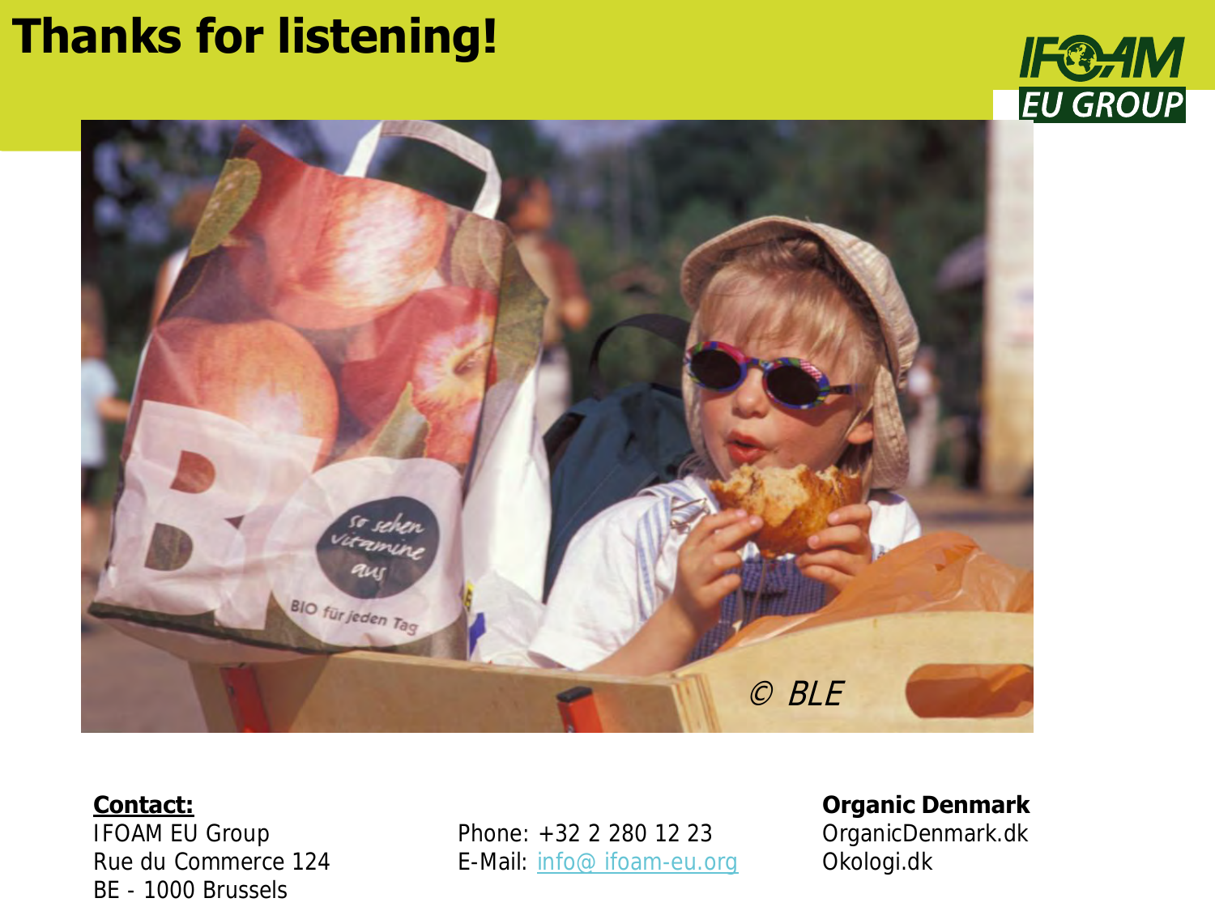# Thanks for listening!

© BLE

**Contact:**
IFOAM EU Group
Rue du Commerce 124
BE - 1000 Brussels

Phone: +32 2 280 12 23
E-Mail: info@ ifoam-eu.org

**Organic Denmark**
OrganicDenmark.dk
Okologi.dk